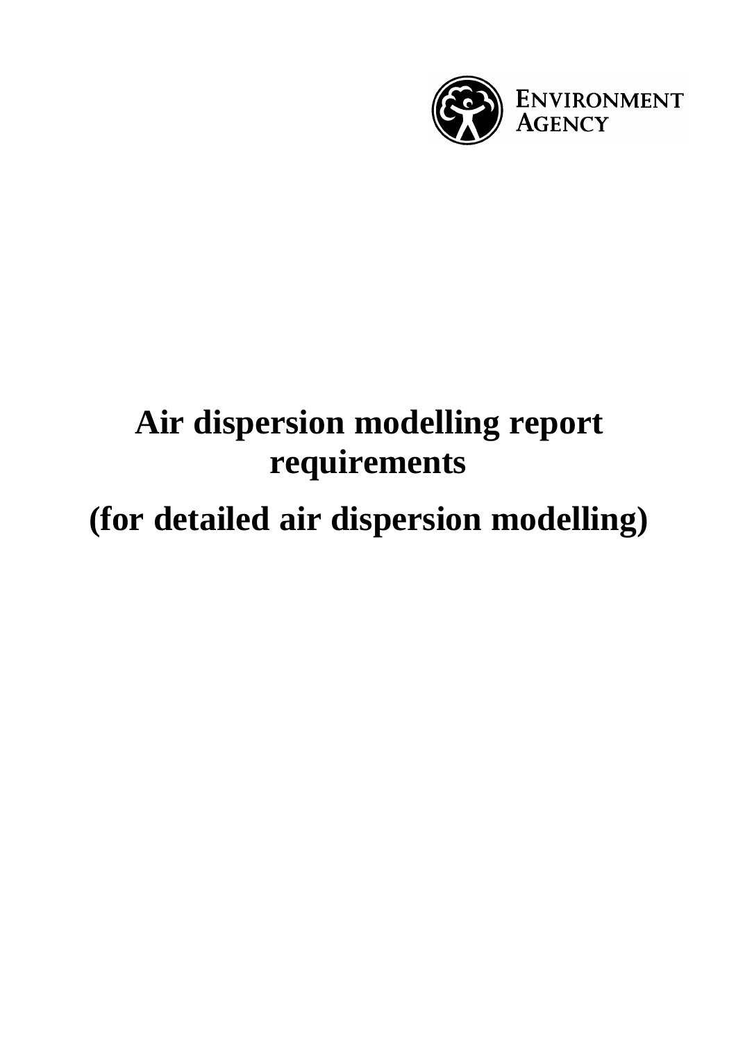Environment Agency

# Air dispersion modelling report requirements

# (for detailed air dispersion modelling)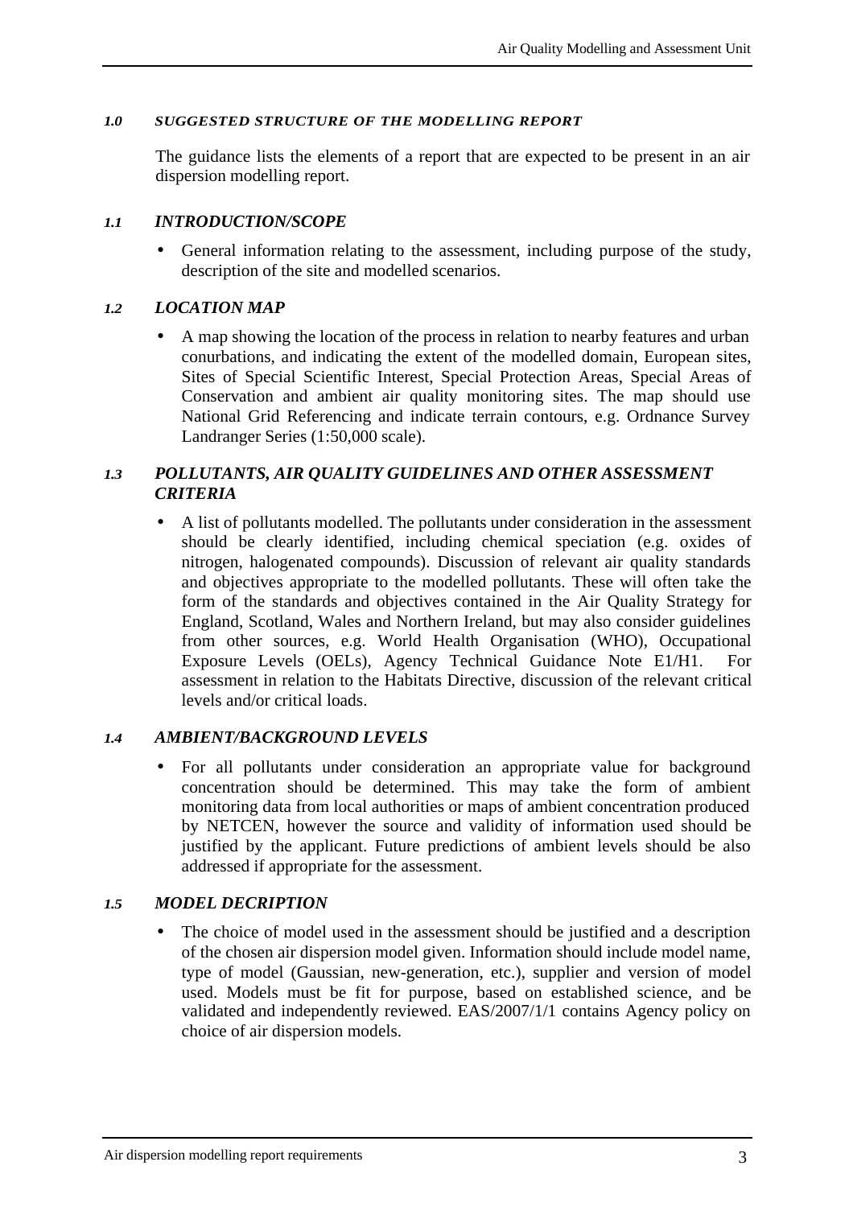## 1.0 SUGGESTED STRUCTURE OF THE MODELLING REPORT

The guidance lists the elements of a report that are expected to be present in an air dispersion modelling report.

### 1.1 INTRODUCTION/SCOPE

- General information relating to the assessment, including purpose of the study, description of the site and modelled scenarios.

### 1.2 LOCATION MAP

- A map showing the location of the process in relation to nearby features and urban conurbations, and indicating the extent of the modelled domain, European sites, Sites of Special Scientific Interest, Special Protection Areas, Special Areas of Conservation and ambient air quality monitoring sites. The map should use National Grid Referencing and indicate terrain contours, e.g. Ordnance Survey Landranger Series (1:50,000 scale).

### 1.3 POLLUTANTS, AIR QUALITY GUIDELINES AND OTHER ASSESSMENT CRITERIA

- A list of pollutants modelled. The pollutants under consideration in the assessment should be clearly identified, including chemical speciation (e.g. oxides of nitrogen, halogenated compounds). Discussion of relevant air quality standards and objectives appropriate to the modelled pollutants. These will often take the form of the standards and objectives contained in the Air Quality Strategy for England, Scotland, Wales and Northern Ireland, but may also consider guidelines from other sources, e.g. World Health Organisation (WHO), Occupational Exposure Levels (OELs), Agency Technical Guidance Note E1/H1. For assessment in relation to the Habitats Directive, discussion of the relevant critical levels and/or critical loads.

### 1.4 AMBIENT/BACKGROUND LEVELS

- For all pollutants under consideration an appropriate value for background concentration should be determined. This may take the form of ambient monitoring data from local authorities or maps of ambient concentration produced by NETCEN, however the source and validity of information used should be justified by the applicant. Future predictions of ambient levels should be also addressed if appropriate for the assessment.

### 1.5 MODEL DECRIPTION

- The choice of model used in the assessment should be justified and a description of the chosen air dispersion model given. Information should include model name, type of model (Gaussian, new-generation, etc.), supplier and version of model used. Models must be fit for purpose, based on established science, and be validated and independently reviewed. EAS/2007/1/1 contains Agency policy on choice of air dispersion models.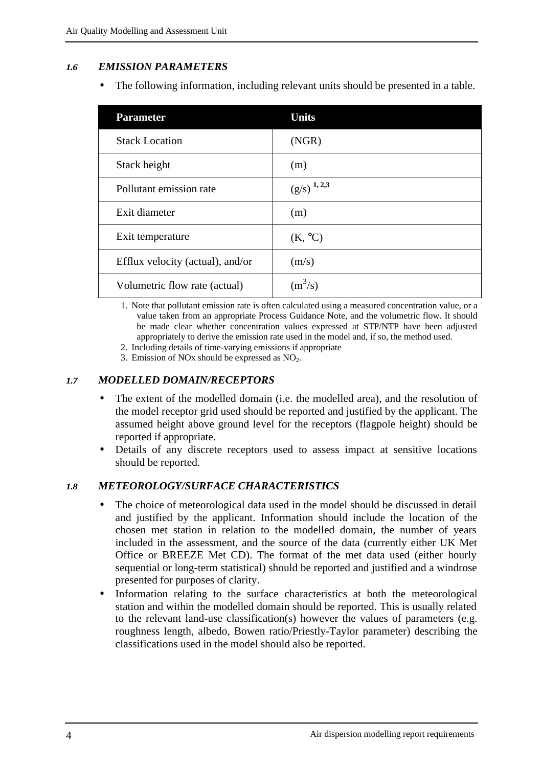### *1.6 EMISSION PARAMETERS*

- The following information, including relevant units should be presented in a table.

| Parameter | Units |
|---|---|
| Stack Location | (NGR) |
| Stack height | (m) |
| Pollutant emission rate | (g/s) [1, 2,3] |
| Exit diameter | (m) |
| Exit temperature | (K, °C) |
| Efflux velocity (actual), and/or | (m/s) |
| Volumetric flow rate (actual) | ($m^3$/s) |

1. Note that pollutant emission rate is often calculated using a measured concentration value, or a value taken from an appropriate Process Guidance Note, and the volumetric flow. It should be made clear whether concentration values expressed at STP/NTP have been adjusted appropriately to derive the emission rate used in the model and, if so, the method used.
2. Including details of time-varying emissions if appropriate
3. Emission of NOx should be expressed as $NO_2$.

### *1.7 MODELLED DOMAIN/RECEPTORS*

- The extent of the modelled domain (i.e. the modelled area), and the resolution of the model receptor grid used should be reported and justified by the applicant. The assumed height above ground level for the receptors (flagpole height) should be reported if appropriate.
- Details of any discrete receptors used to assess impact at sensitive locations should be reported.

### *1.8 METEOROLOGY/SURFACE CHARACTERISTICS*

- The choice of meteorological data used in the model should be discussed in detail and justified by the applicant. Information should include the location of the chosen met station in relation to the modelled domain, the number of years included in the assessment, and the source of the data (currently either UK Met Office or BREEZE Met CD). The format of the met data used (either hourly sequential or long-term statistical) should be reported and justified and a windrose presented for purposes of clarity.
- Information relating to the surface characteristics at both the meteorological station and within the modelled domain should be reported. This is usually related to the relevant land-use classification(s) however the values of parameters (e.g. roughness length, albedo, Bowen ratio/Priestly-Taylor parameter) describing the classifications used in the model should also be reported.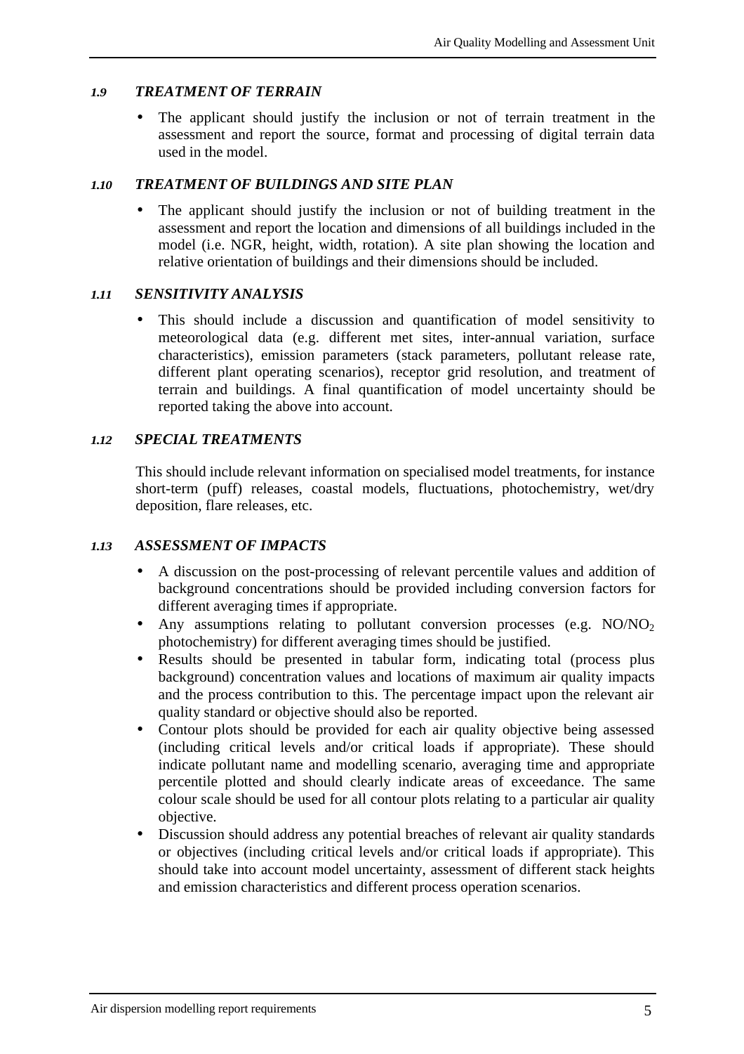### *1.9 TREATMENT OF TERRAIN*

- The applicant should justify the inclusion or not of terrain treatment in the assessment and report the source, format and processing of digital terrain data used in the model.

### *1.10 TREATMENT OF BUILDINGS AND SITE PLAN*

- The applicant should justify the inclusion or not of building treatment in the assessment and report the location and dimensions of all buildings included in the model (i.e. NGR, height, width, rotation). A site plan showing the location and relative orientation of buildings and their dimensions should be included.

### *1.11 SENSITIVITY ANALYSIS*

- This should include a discussion and quantification of model sensitivity to meteorological data (e.g. different met sites, inter-annual variation, surface characteristics), emission parameters (stack parameters, pollutant release rate, different plant operating scenarios), receptor grid resolution, and treatment of terrain and buildings. A final quantification of model uncertainty should be reported taking the above into account.

### *1.12 SPECIAL TREATMENTS*

This should include relevant information on specialised model treatments, for instance short-term (puff) releases, coastal models, fluctuations, photochemistry, wet/dry deposition, flare releases, etc.

### *1.13 ASSESSMENT OF IMPACTS*

- A discussion on the post-processing of relevant percentile values and addition of background concentrations should be provided including conversion factors for different averaging times if appropriate.
- Any assumptions relating to pollutant conversion processes (e.g. $NO/NO_2$ photochemistry) for different averaging times should be justified.
- Results should be presented in tabular form, indicating total (process plus background) concentration values and locations of maximum air quality impacts and the process contribution to this. The percentage impact upon the relevant air quality standard or objective should also be reported.
- Contour plots should be provided for each air quality objective being assessed (including critical levels and/or critical loads if appropriate). These should indicate pollutant name and modelling scenario, averaging time and appropriate percentile plotted and should clearly indicate areas of exceedance. The same colour scale should be used for all contour plots relating to a particular air quality objective.
- Discussion should address any potential breaches of relevant air quality standards or objectives (including critical levels and/or critical loads if appropriate). This should take into account model uncertainty, assessment of different stack heights and emission characteristics and different process operation scenarios.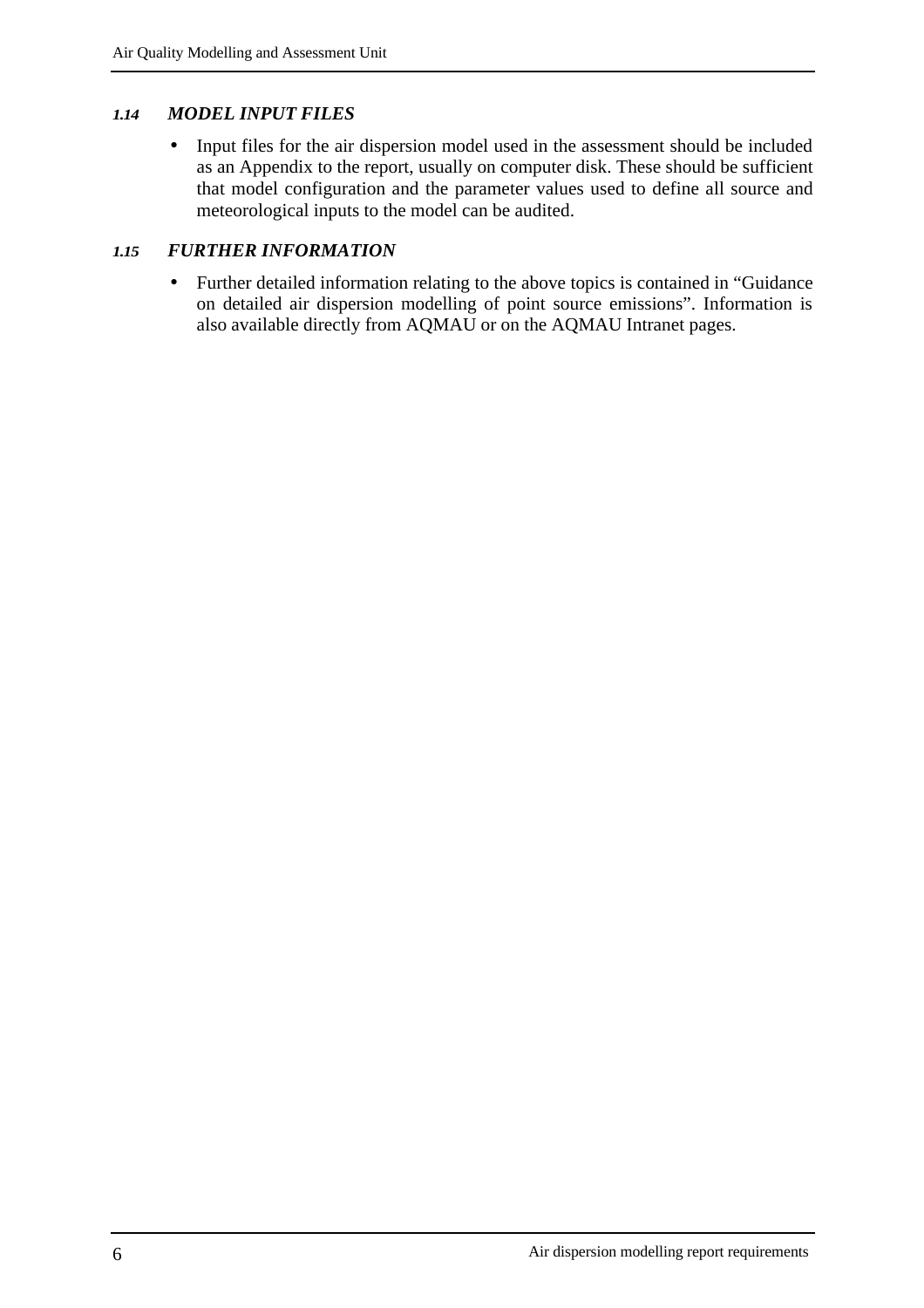### *1.14 MODEL INPUT FILES*

- Input files for the air dispersion model used in the assessment should be included as an Appendix to the report, usually on computer disk. These should be sufficient that model configuration and the parameter values used to define all source and meteorological inputs to the model can be audited.

### *1.15 FURTHER INFORMATION*

- Further detailed information relating to the above topics is contained in "Guidance on detailed air dispersion modelling of point source emissions". Information is also available directly from AQMAU or on the AQMAU Intranet pages.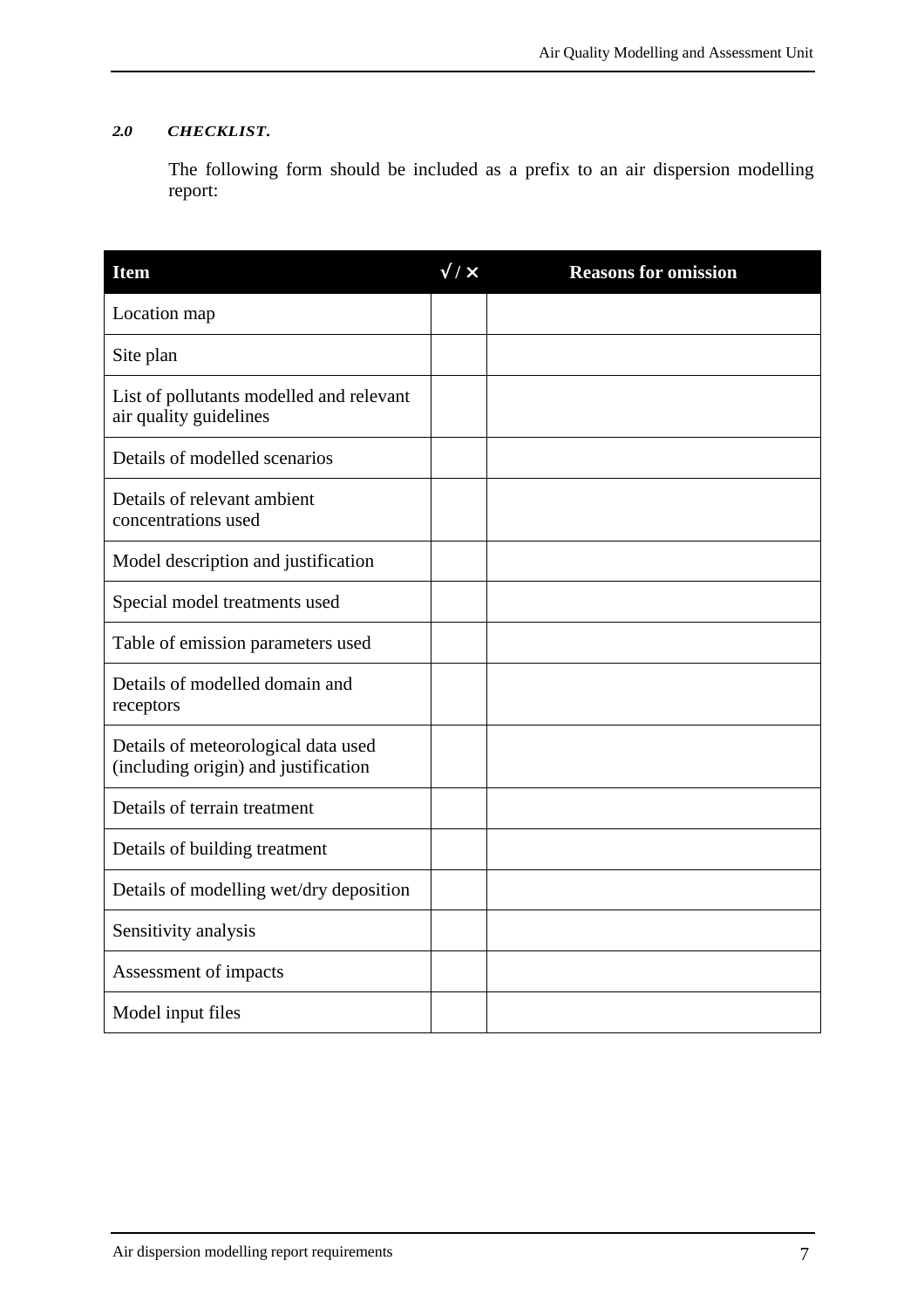## *2.0 CHECKLIST.*

The following form should be included as a prefix to an air dispersion modelling report:

| Item | √ / ✕ | Reasons for omission |
|---|---|---|
| Location map | | |
| Site plan | | |
| List of pollutants modelled and relevant air quality guidelines | | |
| Details of modelled scenarios | | |
| Details of relevant ambient concentrations used | | |
| Model description and justification | | |
| Special model treatments used | | |
| Table of emission parameters used | | |
| Details of modelled domain and receptors | | |
| Details of meteorological data used (including origin) and justification | | |
| Details of terrain treatment | | |
| Details of building treatment | | |
| Details of modelling wet/dry deposition | | |
| Sensitivity analysis | | |
| Assessment of impacts | | |
| Model input files | | |